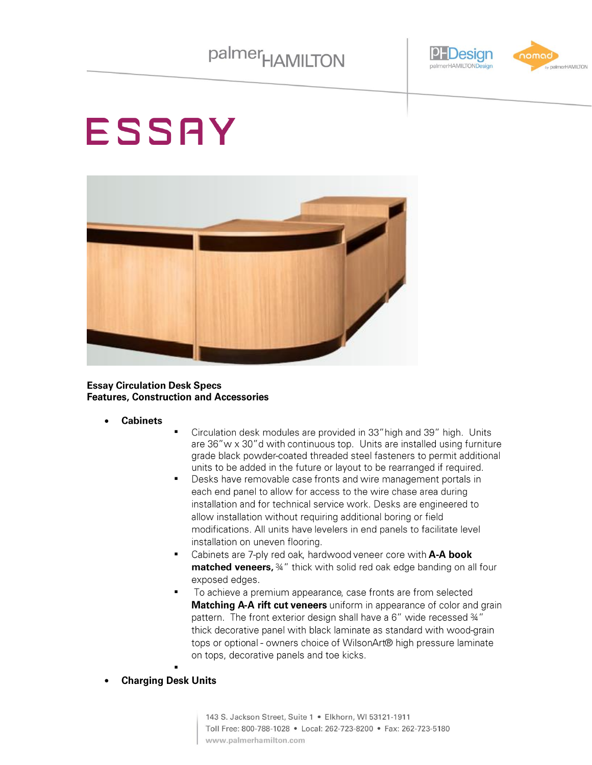# ESSAY

**Essay Circulation Desk Specs**
**Features, Construction and Accessories**

- **Cabinets**
  - Circulation desk modules are provided in 33"high and 39" high. Units are 36"w x 30"d with continuous top. Units are installed using furniture grade black powder-coated threaded steel fasteners to permit additional units to be added in the future or layout to be rearranged if required.
  - Desks have removable case fronts and wire management portals in each end panel to allow for access to the wire chase area during installation and for technical service work. Desks are engineered to allow installation without requiring additional boring or field modifications. All units have levelers in end panels to facilitate level installation on uneven flooring.
  - Cabinets are 7-ply red oak, hardwood veneer core with **A-A book matched veneers,** ¾" thick with solid red oak edge banding on all four exposed edges.
  - To achieve a premium appearance, case fronts are from selected **Matching A-A rift cut veneers** uniform in appearance of color and grain pattern. The front exterior design shall have a 6" wide recessed ¾" thick decorative panel with black laminate as standard with wood-grain tops or optional - owners choice of WilsonArt® high pressure laminate on tops, decorative panels and toe kicks.
- **Charging Desk Units**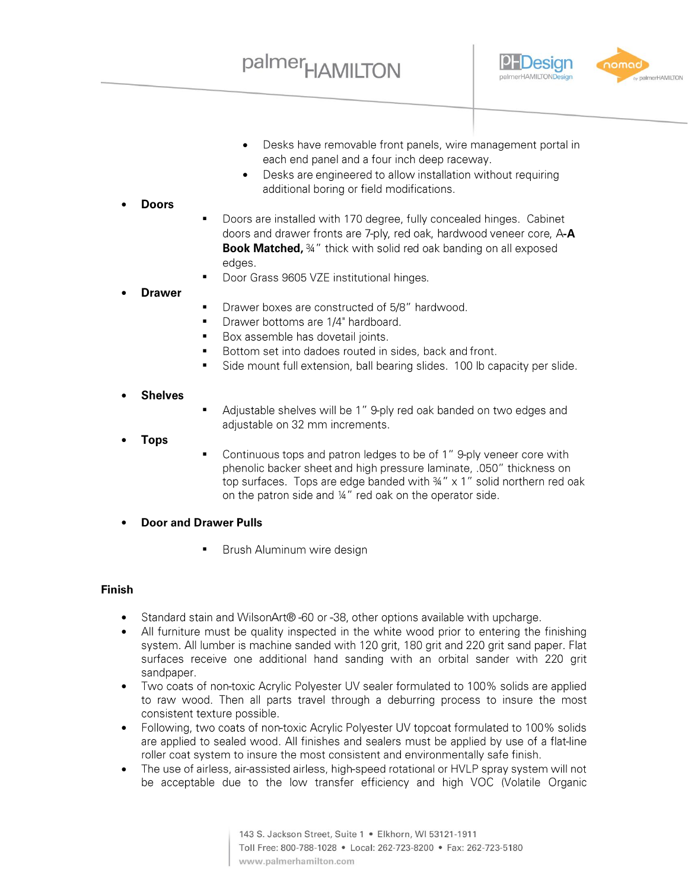- Desks have removable front panels, wire management portal in each end panel and a four inch deep raceway.
- Desks are engineered to allow installation without requiring additional boring or field modifications.

- **Doors**
  - Doors are installed with 170 degree, fully concealed hinges. Cabinet doors and drawer fronts are 7-ply, red oak, hardwood veneer core, A-**A Book Matched,** ¾" thick with solid red oak banding on all exposed edges.
  - Door Grass 9605 VZE institutional hinges.
- **Drawer**
  - Drawer boxes are constructed of 5/8" hardwood.
  - Drawer bottoms are 1/4" hardboard.
  - Box assemble has dovetail joints.
  - Bottom set into dadoes routed in sides, back and front.
  - Side mount full extension, ball bearing slides. 100 lb capacity per slide.
- **Shelves**
  - Adjustable shelves will be 1" 9-ply red oak banded on two edges and adjustable on 32 mm increments.
- **Tops**
  - Continuous tops and patron ledges to be of 1" 9-ply veneer core with phenolic backer sheet and high pressure laminate, .050" thickness on top surfaces. Tops are edge banded with ¾" x 1" solid northern red oak on the patron side and ¼" red oak on the operator side.
- **Door and Drawer Pulls**
  - Brush Aluminum wire design

**Finish**

- Standard stain and WilsonArt® -60 or -38, other options available with upcharge.
- All furniture must be quality inspected in the white wood prior to entering the finishing system. All lumber is machine sanded with 120 grit, 180 grit and 220 grit sand paper. Flat surfaces receive one additional hand sanding with an orbital sander with 220 grit sandpaper.
- Two coats of non-toxic Acrylic Polyester UV sealer formulated to 100% solids are applied to raw wood. Then all parts travel through a deburring process to insure the most consistent texture possible.
- Following, two coats of non-toxic Acrylic Polyester UV topcoat formulated to 100% solids are applied to sealed wood. All finishes and sealers must be applied by use of a flat-line roller coat system to insure the most consistent and environmentally safe finish.
- The use of airless, air-assisted airless, high-speed rotational or HVLP spray system will not be acceptable due to the low transfer efficiency and high VOC (Volatile Organic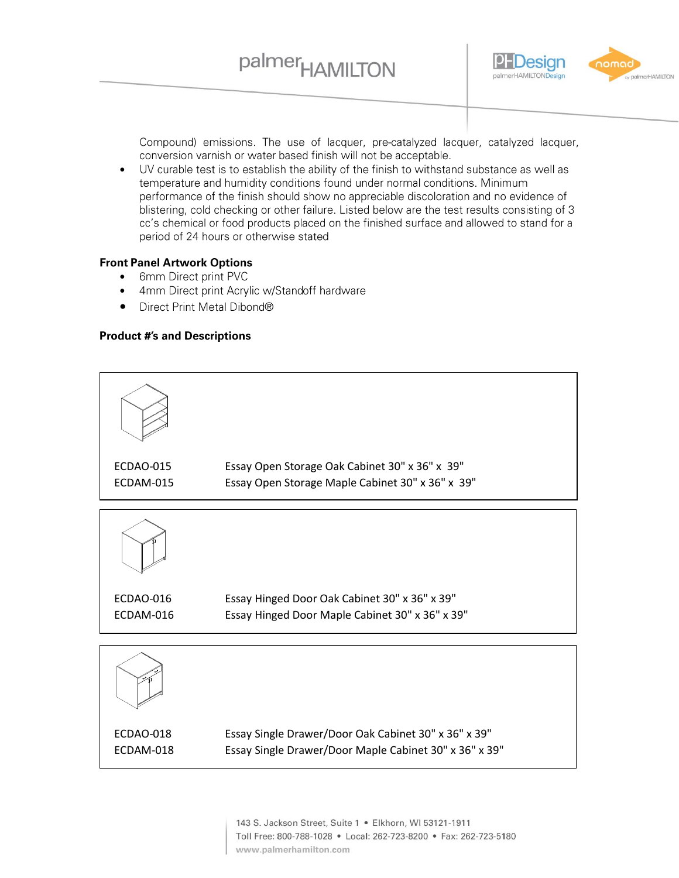Compound) emissions. The use of lacquer, pre-catalyzed lacquer, catalyzed lacquer, conversion varnish or water based finish will not be acceptable.

- UV curable test is to establish the ability of the finish to withstand substance as well as temperature and humidity conditions found under normal conditions. Minimum performance of the finish should show no appreciable discoloration and no evidence of blistering, cold checking or other failure. Listed below are the test results consisting of 3 cc's chemical or food products placed on the finished surface and allowed to stand for a period of 24 hours or otherwise stated

**Front Panel Artwork Options**

- 6mm Direct print PVC
- 4mm Direct print Acrylic w/Standoff hardware
- Direct Print Metal Dibond®

**Product #'s and Descriptions**

| Product # | Description |
|---|---|
| ECDAO-015 | Essay Open Storage Oak Cabinet 30" x 36" x 39" |
| ECDAM-015 | Essay Open Storage Maple Cabinet 30" x 36" x 39" |

| Product # | Description |
|---|---|
| ECDAO-016 | Essay Hinged Door Oak Cabinet 30" x 36" x 39" |
| ECDAM-016 | Essay Hinged Door Maple Cabinet 30" x 36" x 39" |

| Product # | Description |
|---|---|
| ECDAO-018 | Essay Single Drawer/Door Oak Cabinet 30" x 36" x 39" |
| ECDAM-018 | Essay Single Drawer/Door Maple Cabinet 30" x 36" x 39" |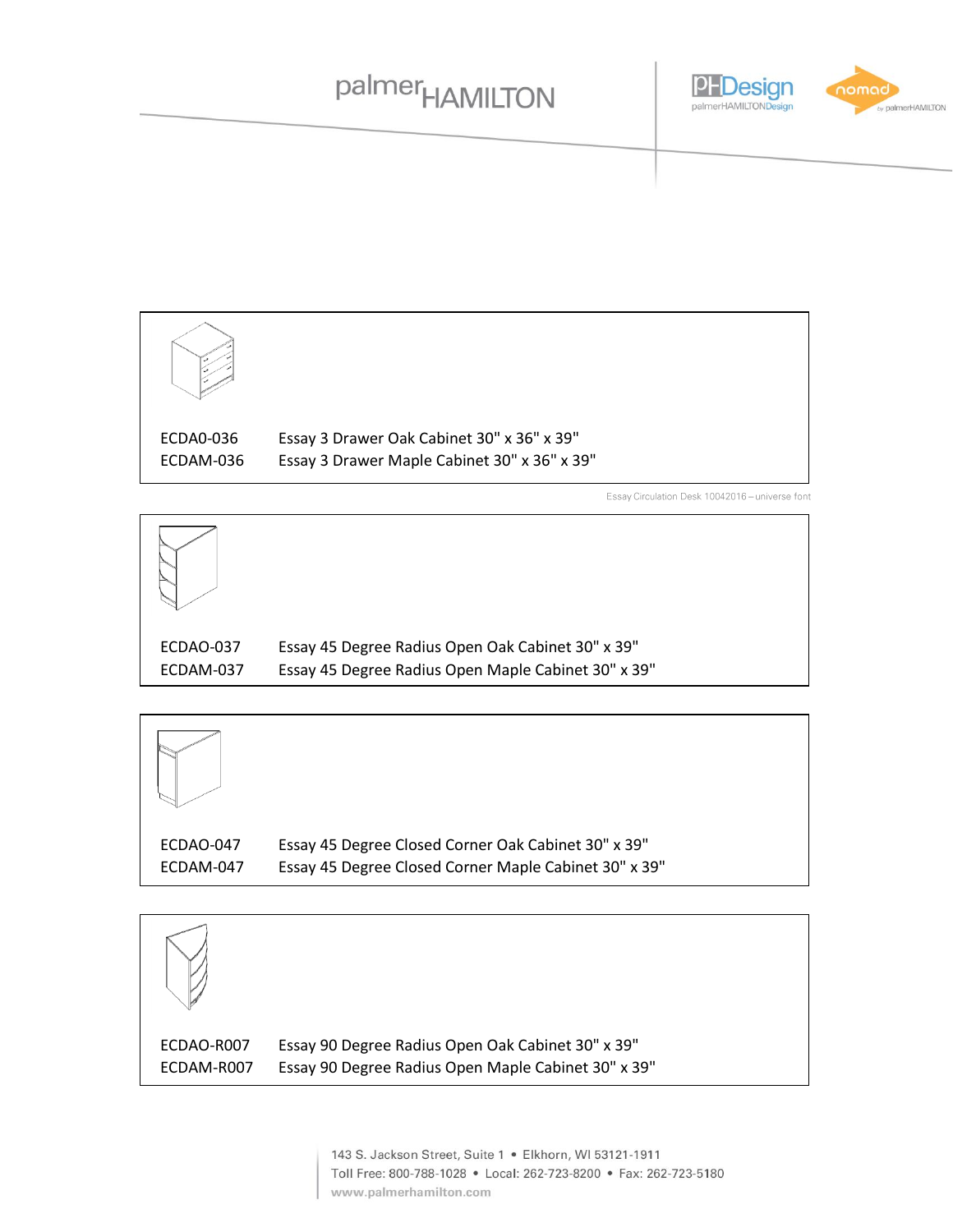ECDA0-036 Essay 3 Drawer Oak Cabinet 30" x 36" x 39"
ECDAM-036 Essay 3 Drawer Maple Cabinet 30" x 36" x 39"

Essay Circulation Desk 10042016 – universe font

ECDAO-037 Essay 45 Degree Radius Open Oak Cabinet 30" x 39"
ECDAM-037 Essay 45 Degree Radius Open Maple Cabinet 30" x 39"

ECDAO-047 Essay 45 Degree Closed Corner Oak Cabinet 30" x 39"
ECDAM-047 Essay 45 Degree Closed Corner Maple Cabinet 30" x 39"

ECDAO-R007 Essay 90 Degree Radius Open Oak Cabinet 30" x 39"
ECDAM-R007 Essay 90 Degree Radius Open Maple Cabinet 30" x 39"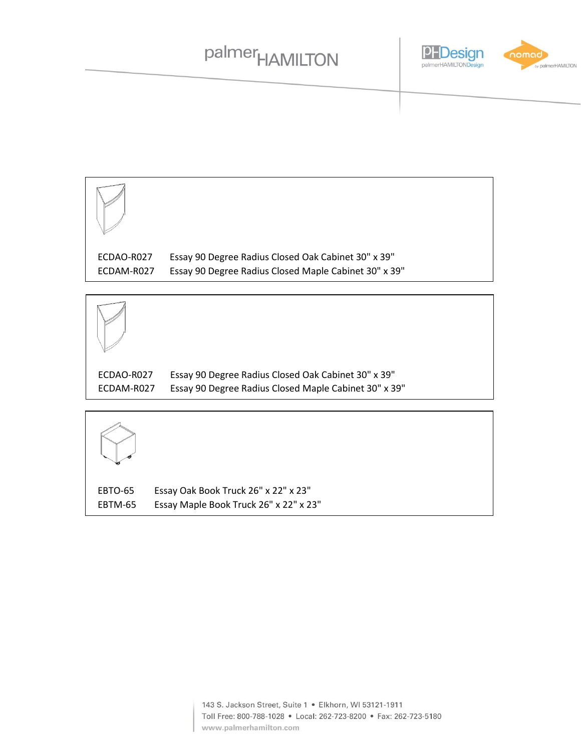| | |
|---|---|
| ECDAO-R027 | Essay 90 Degree Radius Closed Oak Cabinet 30" x 39" |
| ECDAM-R027 | Essay 90 Degree Radius Closed Maple Cabinet 30" x 39" |

| | |
|---|---|
| ECDAO-R027 | Essay 90 Degree Radius Closed Oak Cabinet 30" x 39" |
| ECDAM-R027 | Essay 90 Degree Radius Closed Maple Cabinet 30" x 39" |

| | |
|---|---|
| EBTO-65 | Essay Oak Book Truck 26" x 22" x 23" |
| EBTM-65 | Essay Maple Book Truck 26" x 22" x 23" |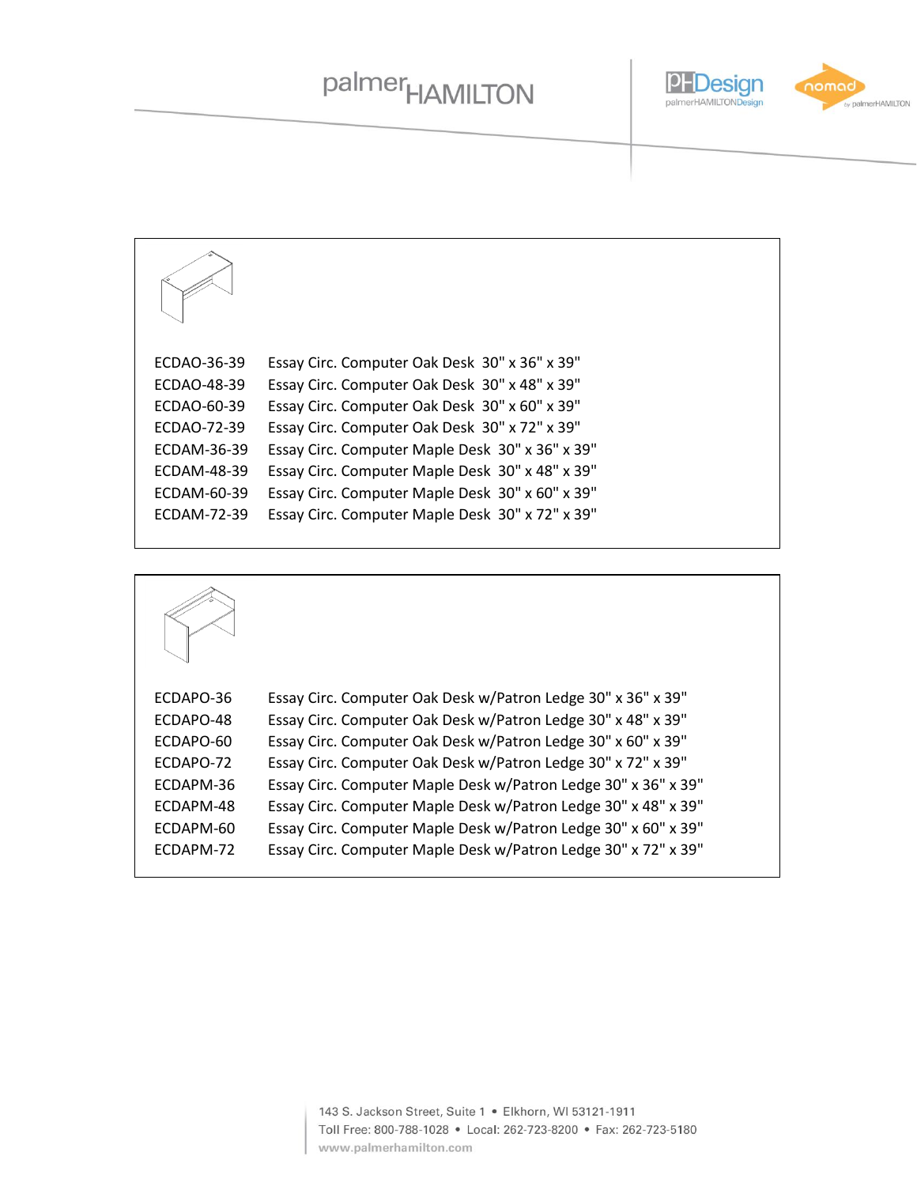| | |
|---|---|
| ECDAO-36-39 | Essay Circ. Computer Oak Desk 30" x 36" x 39" |
| ECDAO-48-39 | Essay Circ. Computer Oak Desk 30" x 48" x 39" |
| ECDAO-60-39 | Essay Circ. Computer Oak Desk 30" x 60" x 39" |
| ECDAO-72-39 | Essay Circ. Computer Oak Desk 30" x 72" x 39" |
| ECDAM-36-39 | Essay Circ. Computer Maple Desk 30" x 36" x 39" |
| ECDAM-48-39 | Essay Circ. Computer Maple Desk 30" x 48" x 39" |
| ECDAM-60-39 | Essay Circ. Computer Maple Desk 30" x 60" x 39" |
| ECDAM-72-39 | Essay Circ. Computer Maple Desk 30" x 72" x 39" |

| | |
|---|---|
| ECDAPO-36 | Essay Circ. Computer Oak Desk w/Patron Ledge 30" x 36" x 39" |
| ECDAPO-48 | Essay Circ. Computer Oak Desk w/Patron Ledge 30" x 48" x 39" |
| ECDAPO-60 | Essay Circ. Computer Oak Desk w/Patron Ledge 30" x 60" x 39" |
| ECDAPO-72 | Essay Circ. Computer Oak Desk w/Patron Ledge 30" x 72" x 39" |
| ECDAPM-36 | Essay Circ. Computer Maple Desk w/Patron Ledge 30" x 36" x 39" |
| ECDAPM-48 | Essay Circ. Computer Maple Desk w/Patron Ledge 30" x 48" x 39" |
| ECDAPM-60 | Essay Circ. Computer Maple Desk w/Patron Ledge 30" x 60" x 39" |
| ECDAPM-72 | Essay Circ. Computer Maple Desk w/Patron Ledge 30" x 72" x 39" |